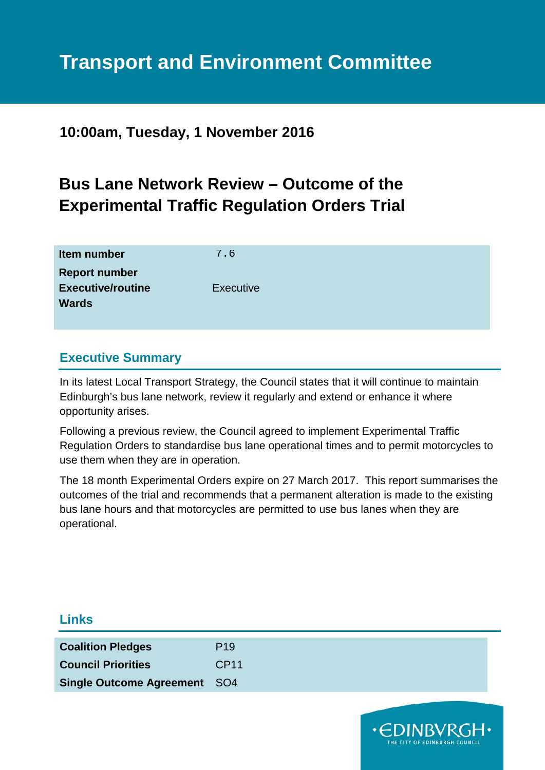# Transport and Environment Committee

**10:00am, Tuesday, 1 November 2016**

## Bus Lane Network Review – Outcome of the Experimental Traffic Regulation Orders Trial

| | |
|---|---|
| **Item number** | 7.6 |
| **Report number** | |
| **Executive/routine** | Executive |
| **Wards** | |

### Executive Summary

In its latest Local Transport Strategy, the Council states that it will continue to maintain Edinburgh's bus lane network, review it regularly and extend or enhance it where opportunity arises.

Following a previous review, the Council agreed to implement Experimental Traffic Regulation Orders to standardise bus lane operational times and to permit motorcycles to use them when they are in operation.

The 18 month Experimental Orders expire on 27 March 2017. This report summarises the outcomes of the trial and recommends that a permanent alteration is made to the existing bus lane hours and that motorcycles are permitted to use bus lanes when they are operational.

### Links

| | |
|---|---|
| **Coalition Pledges** | P19 |
| **Council Priorities** | CP11 |
| **Single Outcome Agreement** | SO4 |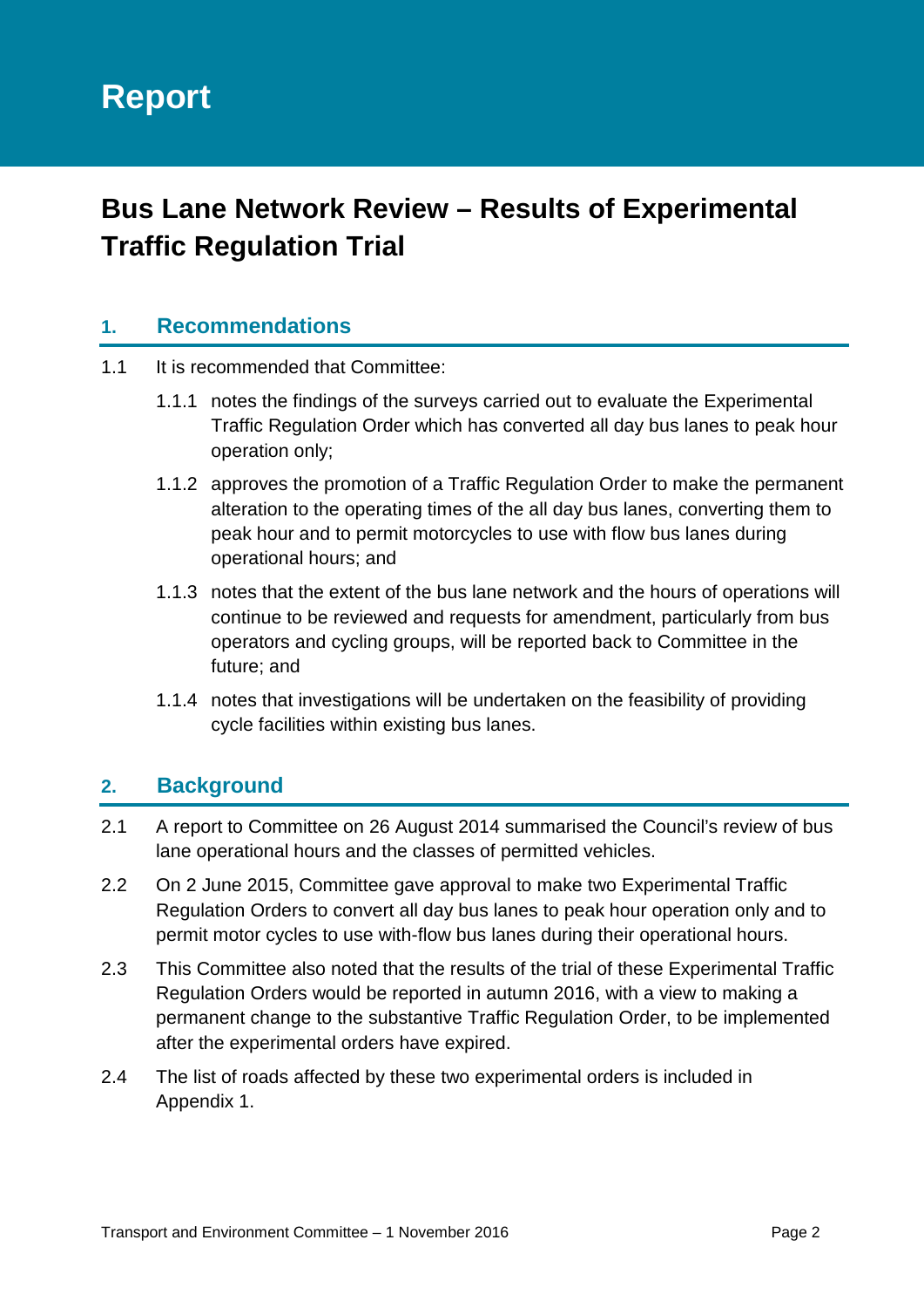# Report

## Bus Lane Network Review – Results of Experimental Traffic Regulation Trial

### 1. Recommendations

1.1 It is recommended that Committee:

1.1.1 notes the findings of the surveys carried out to evaluate the Experimental Traffic Regulation Order which has converted all day bus lanes to peak hour operation only;

1.1.2 approves the promotion of a Traffic Regulation Order to make the permanent alteration to the operating times of the all day bus lanes, converting them to peak hour and to permit motorcycles to use with flow bus lanes during operational hours; and

1.1.3 notes that the extent of the bus lane network and the hours of operations will continue to be reviewed and requests for amendment, particularly from bus operators and cycling groups, will be reported back to Committee in the future; and

1.1.4 notes that investigations will be undertaken on the feasibility of providing cycle facilities within existing bus lanes.

### 2. Background

2.1 A report to Committee on 26 August 2014 summarised the Council's review of bus lane operational hours and the classes of permitted vehicles.

2.2 On 2 June 2015, Committee gave approval to make two Experimental Traffic Regulation Orders to convert all day bus lanes to peak hour operation only and to permit motor cycles to use with-flow bus lanes during their operational hours.

2.3 This Committee also noted that the results of the trial of these Experimental Traffic Regulation Orders would be reported in autumn 2016, with a view to making a permanent change to the substantive Traffic Regulation Order, to be implemented after the experimental orders have expired.

2.4 The list of roads affected by these two experimental orders is included in Appendix 1.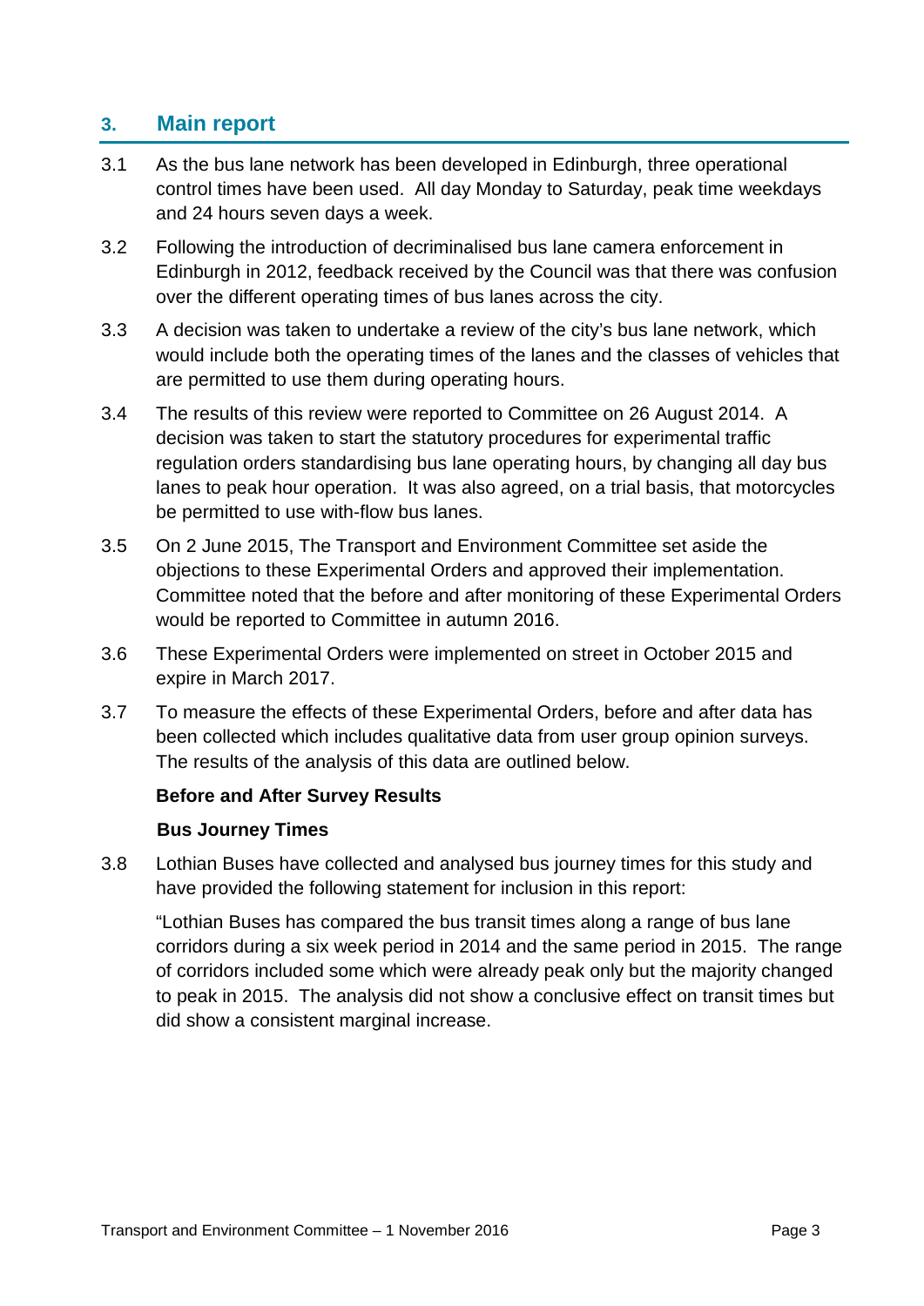## 3. Main report

3.1 As the bus lane network has been developed in Edinburgh, three operational control times have been used. All day Monday to Saturday, peak time weekdays and 24 hours seven days a week.

3.2 Following the introduction of decriminalised bus lane camera enforcement in Edinburgh in 2012, feedback received by the Council was that there was confusion over the different operating times of bus lanes across the city.

3.3 A decision was taken to undertake a review of the city's bus lane network, which would include both the operating times of the lanes and the classes of vehicles that are permitted to use them during operating hours.

3.4 The results of this review were reported to Committee on 26 August 2014. A decision was taken to start the statutory procedures for experimental traffic regulation orders standardising bus lane operating hours, by changing all day bus lanes to peak hour operation. It was also agreed, on a trial basis, that motorcycles be permitted to use with-flow bus lanes.

3.5 On 2 June 2015, The Transport and Environment Committee set aside the objections to these Experimental Orders and approved their implementation. Committee noted that the before and after monitoring of these Experimental Orders would be reported to Committee in autumn 2016.

3.6 These Experimental Orders were implemented on street in October 2015 and expire in March 2017.

3.7 To measure the effects of these Experimental Orders, before and after data has been collected which includes qualitative data from user group opinion surveys. The results of the analysis of this data are outlined below.

**Before and After Survey Results**

**Bus Journey Times**

3.8 Lothian Buses have collected and analysed bus journey times for this study and have provided the following statement for inclusion in this report:

"Lothian Buses has compared the bus transit times along a range of bus lane corridors during a six week period in 2014 and the same period in 2015. The range of corridors included some which were already peak only but the majority changed to peak in 2015. The analysis did not show a conclusive effect on transit times but did show a consistent marginal increase.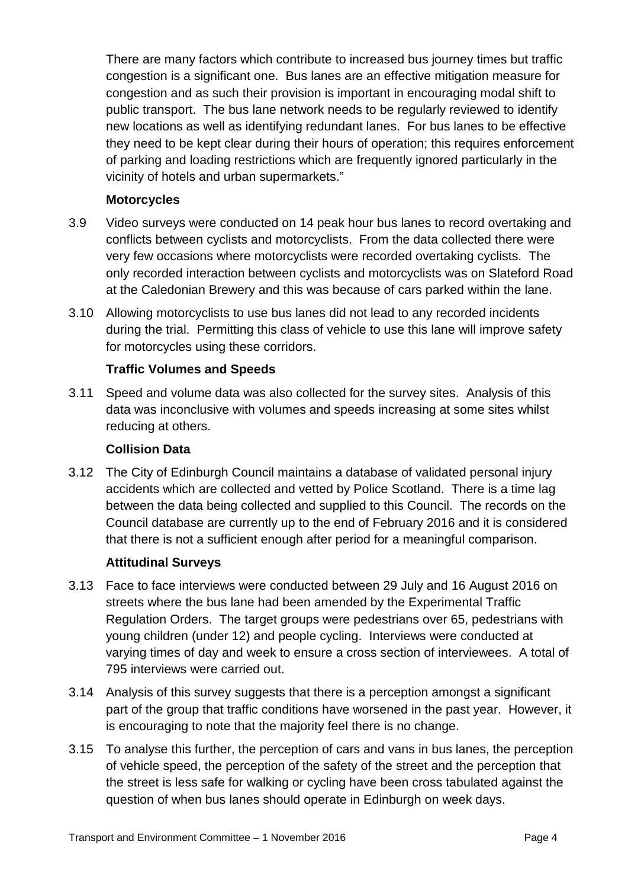There are many factors which contribute to increased bus journey times but traffic congestion is a significant one. Bus lanes are an effective mitigation measure for congestion and as such their provision is important in encouraging modal shift to public transport. The bus lane network needs to be regularly reviewed to identify new locations as well as identifying redundant lanes. For bus lanes to be effective they need to be kept clear during their hours of operation; this requires enforcement of parking and loading restrictions which are frequently ignored particularly in the vicinity of hotels and urban supermarkets."

**Motorcycles**

3.9 Video surveys were conducted on 14 peak hour bus lanes to record overtaking and conflicts between cyclists and motorcyclists. From the data collected there were very few occasions where motorcyclists were recorded overtaking cyclists. The only recorded interaction between cyclists and motorcyclists was on Slateford Road at the Caledonian Brewery and this was because of cars parked within the lane.

3.10 Allowing motorcyclists to use bus lanes did not lead to any recorded incidents during the trial. Permitting this class of vehicle to use this lane will improve safety for motorcycles using these corridors.

**Traffic Volumes and Speeds**

3.11 Speed and volume data was also collected for the survey sites. Analysis of this data was inconclusive with volumes and speeds increasing at some sites whilst reducing at others.

**Collision Data**

3.12 The City of Edinburgh Council maintains a database of validated personal injury accidents which are collected and vetted by Police Scotland. There is a time lag between the data being collected and supplied to this Council. The records on the Council database are currently up to the end of February 2016 and it is considered that there is not a sufficient enough after period for a meaningful comparison.

**Attitudinal Surveys**

3.13 Face to face interviews were conducted between 29 July and 16 August 2016 on streets where the bus lane had been amended by the Experimental Traffic Regulation Orders. The target groups were pedestrians over 65, pedestrians with young children (under 12) and people cycling. Interviews were conducted at varying times of day and week to ensure a cross section of interviewees. A total of 795 interviews were carried out.

3.14 Analysis of this survey suggests that there is a perception amongst a significant part of the group that traffic conditions have worsened in the past year. However, it is encouraging to note that the majority feel there is no change.

3.15 To analyse this further, the perception of cars and vans in bus lanes, the perception of vehicle speed, the perception of the safety of the street and the perception that the street is less safe for walking or cycling have been cross tabulated against the question of when bus lanes should operate in Edinburgh on week days.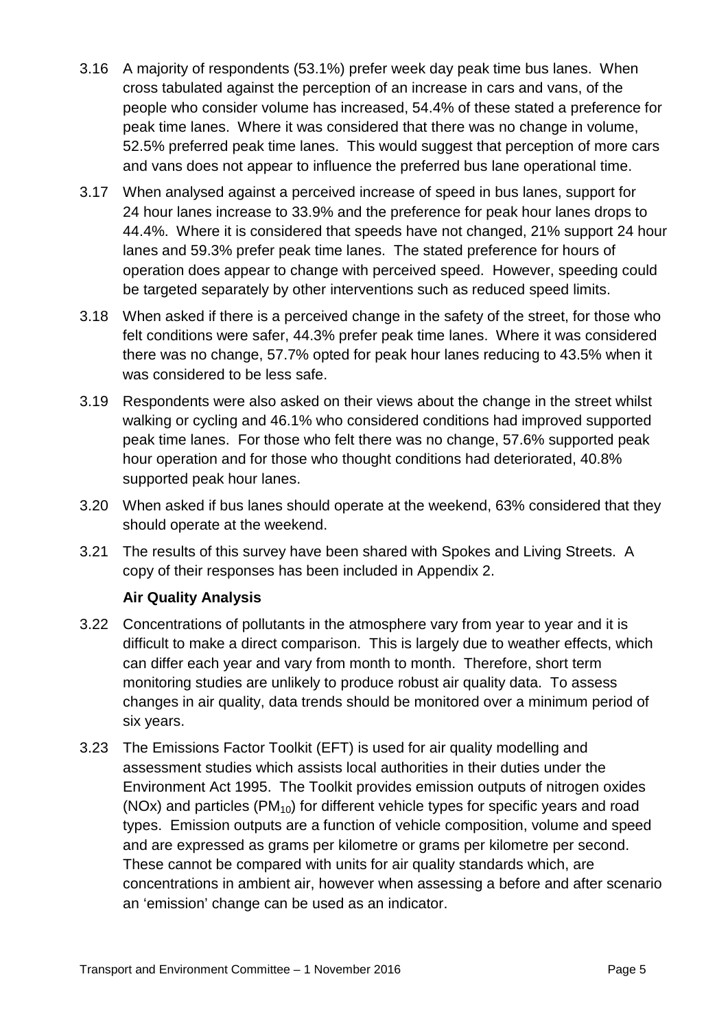3.16 A majority of respondents (53.1%) prefer week day peak time bus lanes. When cross tabulated against the perception of an increase in cars and vans, of the people who consider volume has increased, 54.4% of these stated a preference for peak time lanes. Where it was considered that there was no change in volume, 52.5% preferred peak time lanes. This would suggest that perception of more cars and vans does not appear to influence the preferred bus lane operational time.

3.17 When analysed against a perceived increase of speed in bus lanes, support for 24 hour lanes increase to 33.9% and the preference for peak hour lanes drops to 44.4%. Where it is considered that speeds have not changed, 21% support 24 hour lanes and 59.3% prefer peak time lanes. The stated preference for hours of operation does appear to change with perceived speed. However, speeding could be targeted separately by other interventions such as reduced speed limits.

3.18 When asked if there is a perceived change in the safety of the street, for those who felt conditions were safer, 44.3% prefer peak time lanes. Where it was considered there was no change, 57.7% opted for peak hour lanes reducing to 43.5% when it was considered to be less safe.

3.19 Respondents were also asked on their views about the change in the street whilst walking or cycling and 46.1% who considered conditions had improved supported peak time lanes. For those who felt there was no change, 57.6% supported peak hour operation and for those who thought conditions had deteriorated, 40.8% supported peak hour lanes.

3.20 When asked if bus lanes should operate at the weekend, 63% considered that they should operate at the weekend.

3.21 The results of this survey have been shared with Spokes and Living Streets. A copy of their responses has been included in Appendix 2.

**Air Quality Analysis**

3.22 Concentrations of pollutants in the atmosphere vary from year to year and it is difficult to make a direct comparison. This is largely due to weather effects, which can differ each year and vary from month to month. Therefore, short term monitoring studies are unlikely to produce robust air quality data. To assess changes in air quality, data trends should be monitored over a minimum period of six years.

3.23 The Emissions Factor Toolkit (EFT) is used for air quality modelling and assessment studies which assists local authorities in their duties under the Environment Act 1995. The Toolkit provides emission outputs of nitrogen oxides (NOx) and particles ($PM_{10}$) for different vehicle types for specific years and road types. Emission outputs are a function of vehicle composition, volume and speed and are expressed as grams per kilometre or grams per kilometre per second. These cannot be compared with units for air quality standards which, are concentrations in ambient air, however when assessing a before and after scenario an 'emission' change can be used as an indicator.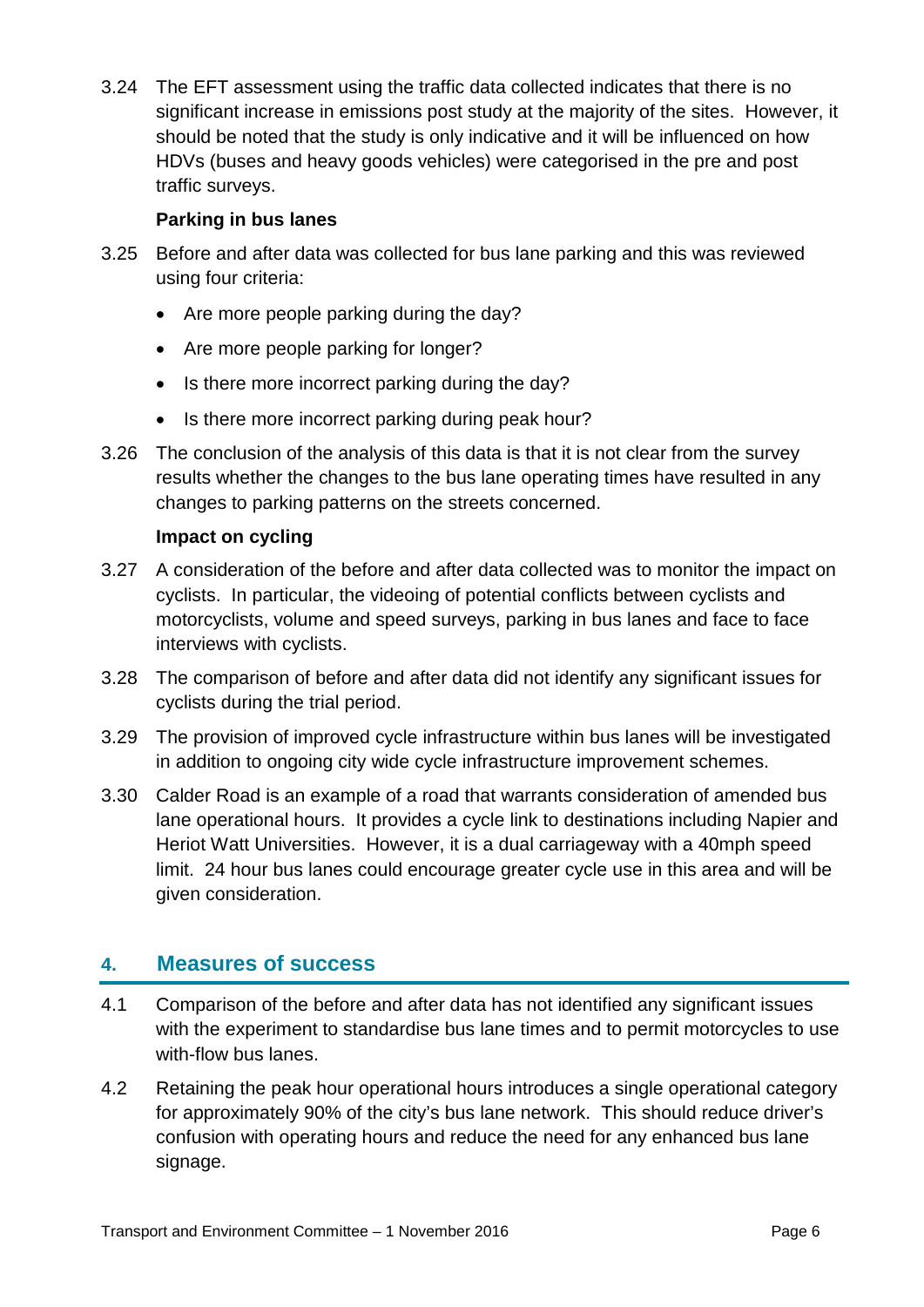3.24 The EFT assessment using the traffic data collected indicates that there is no significant increase in emissions post study at the majority of the sites. However, it should be noted that the study is only indicative and it will be influenced on how HDVs (buses and heavy goods vehicles) were categorised in the pre and post traffic surveys.

**Parking in bus lanes**

3.25 Before and after data was collected for bus lane parking and this was reviewed using four criteria:

- Are more people parking during the day?
- Are more people parking for longer?
- Is there more incorrect parking during the day?
- Is there more incorrect parking during peak hour?

3.26 The conclusion of the analysis of this data is that it is not clear from the survey results whether the changes to the bus lane operating times have resulted in any changes to parking patterns on the streets concerned.

**Impact on cycling**

3.27 A consideration of the before and after data collected was to monitor the impact on cyclists. In particular, the videoing of potential conflicts between cyclists and motorcyclists, volume and speed surveys, parking in bus lanes and face to face interviews with cyclists.

3.28 The comparison of before and after data did not identify any significant issues for cyclists during the trial period.

3.29 The provision of improved cycle infrastructure within bus lanes will be investigated in addition to ongoing city wide cycle infrastructure improvement schemes.

3.30 Calder Road is an example of a road that warrants consideration of amended bus lane operational hours. It provides a cycle link to destinations including Napier and Heriot Watt Universities. However, it is a dual carriageway with a 40mph speed limit. 24 hour bus lanes could encourage greater cycle use in this area and will be given consideration.

## 4. Measures of success

4.1 Comparison of the before and after data has not identified any significant issues with the experiment to standardise bus lane times and to permit motorcycles to use with-flow bus lanes.

4.2 Retaining the peak hour operational hours introduces a single operational category for approximately 90% of the city's bus lane network. This should reduce driver's confusion with operating hours and reduce the need for any enhanced bus lane signage.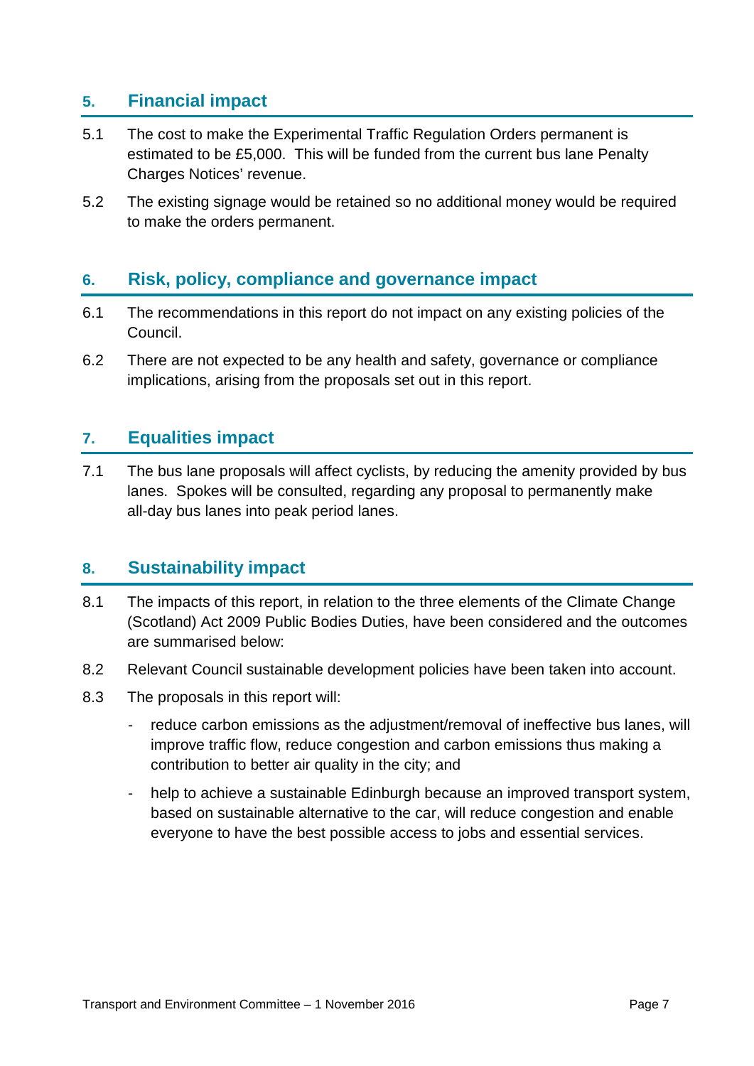## 5. Financial impact

5.1 The cost to make the Experimental Traffic Regulation Orders permanent is estimated to be £5,000. This will be funded from the current bus lane Penalty Charges Notices' revenue.

5.2 The existing signage would be retained so no additional money would be required to make the orders permanent.

## 6. Risk, policy, compliance and governance impact

6.1 The recommendations in this report do not impact on any existing policies of the Council.

6.2 There are not expected to be any health and safety, governance or compliance implications, arising from the proposals set out in this report.

## 7. Equalities impact

7.1 The bus lane proposals will affect cyclists, by reducing the amenity provided by bus lanes. Spokes will be consulted, regarding any proposal to permanently make all-day bus lanes into peak period lanes.

## 8. Sustainability impact

8.1 The impacts of this report, in relation to the three elements of the Climate Change (Scotland) Act 2009 Public Bodies Duties, have been considered and the outcomes are summarised below:

8.2 Relevant Council sustainable development policies have been taken into account.

8.3 The proposals in this report will:

- reduce carbon emissions as the adjustment/removal of ineffective bus lanes, will improve traffic flow, reduce congestion and carbon emissions thus making a contribution to better air quality in the city; and
- help to achieve a sustainable Edinburgh because an improved transport system, based on sustainable alternative to the car, will reduce congestion and enable everyone to have the best possible access to jobs and essential services.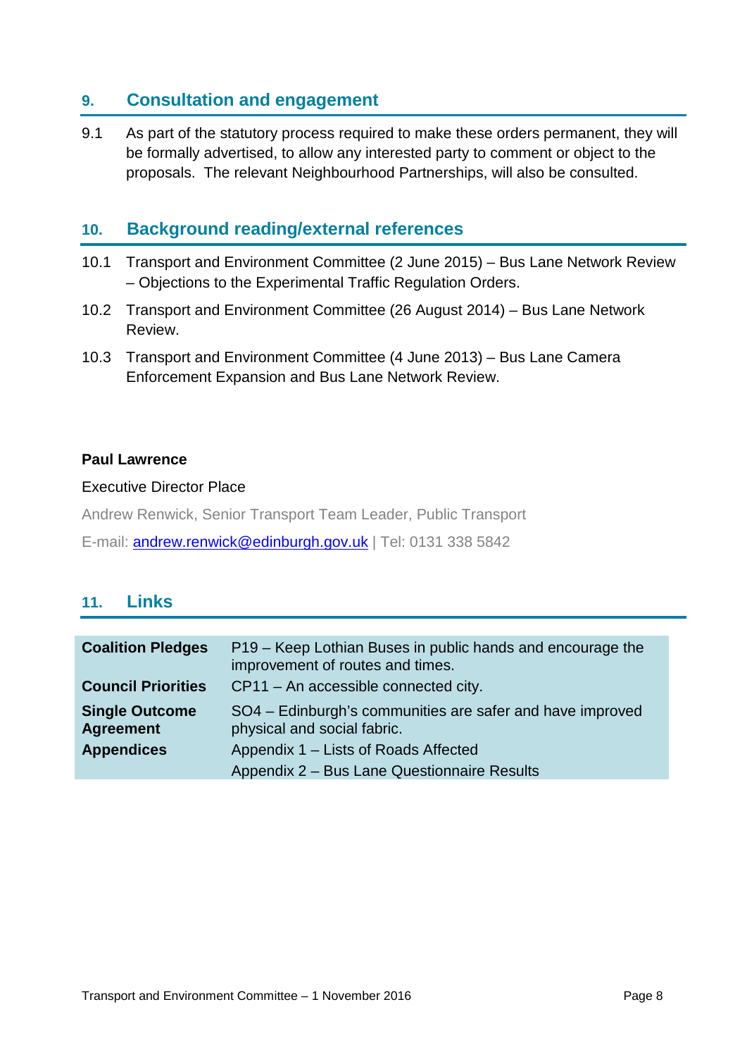## 9. Consultation and engagement

9.1 As part of the statutory process required to make these orders permanent, they will be formally advertised, to allow any interested party to comment or object to the proposals. The relevant Neighbourhood Partnerships, will also be consulted.

## 10. Background reading/external references

10.1 Transport and Environment Committee (2 June 2015) – Bus Lane Network Review – Objections to the Experimental Traffic Regulation Orders.

10.2 Transport and Environment Committee (26 August 2014) – Bus Lane Network Review.

10.3 Transport and Environment Committee (4 June 2013) – Bus Lane Camera Enforcement Expansion and Bus Lane Network Review.

**Paul Lawrence**

Executive Director Place

Andrew Renwick, Senior Transport Team Leader, Public Transport

E-mail: andrew.renwick@edinburgh.gov.uk | Tel: 0131 338 5842

## 11. Links

| | |
|---|---|
| **Coalition Pledges** | P19 – Keep Lothian Buses in public hands and encourage the improvement of routes and times. |
| **Council Priorities** | CP11 – An accessible connected city. |
| **Single Outcome Agreement** | SO4 – Edinburgh's communities are safer and have improved physical and social fabric. |
| **Appendices** | Appendix 1 – Lists of Roads Affected<br>Appendix 2 – Bus Lane Questionnaire Results |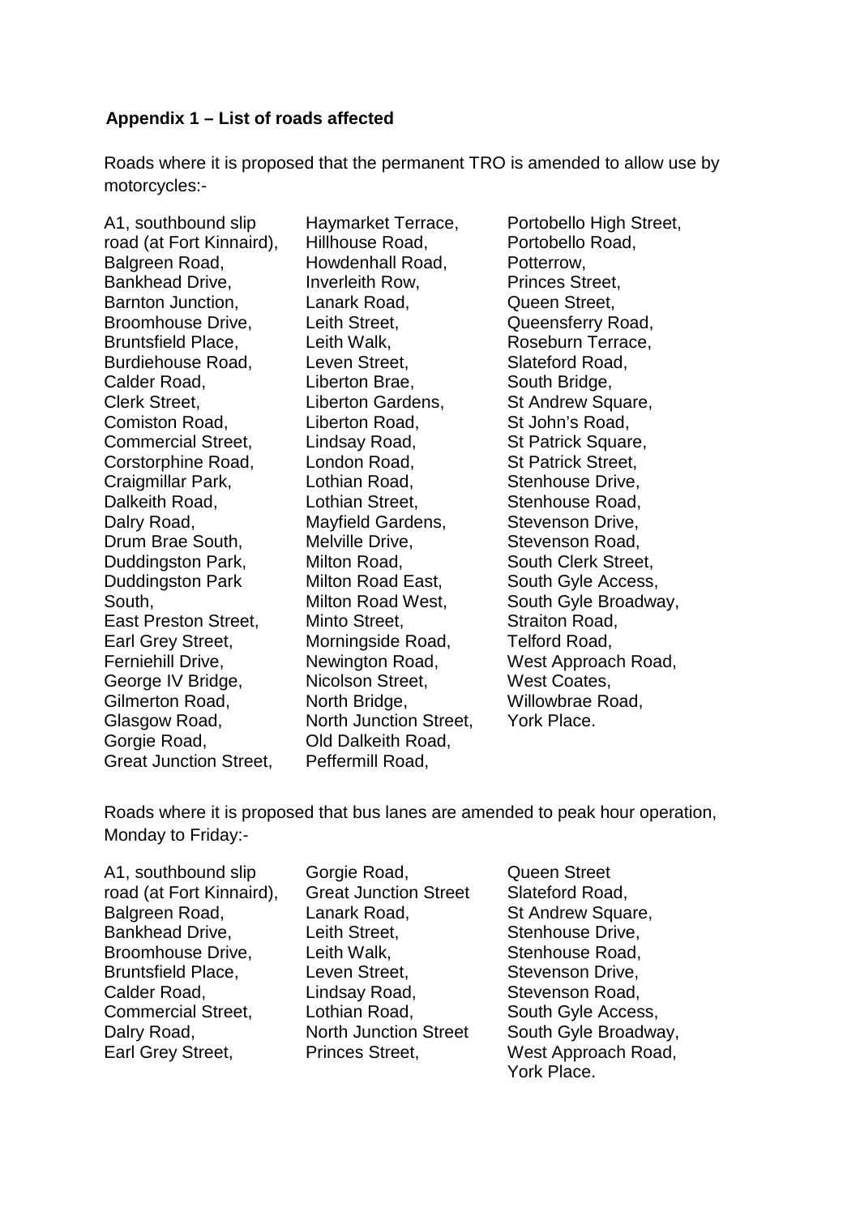**Appendix 1 – List of roads affected**

Roads where it is proposed that the permanent TRO is amended to allow use by motorcycles:-

A1, southbound slip road (at Fort Kinnaird),
Balgreen Road,
Bankhead Drive,
Barnton Junction,
Broomhouse Drive,
Bruntsfield Place,
Burdiehouse Road,
Calder Road,
Clerk Street,
Comiston Road,
Commercial Street,
Corstorphine Road,
Craigmillar Park,
Dalkeith Road,
Dalry Road,
Drum Brae South,
Duddingston Park,
Duddingston Park South,
East Preston Street,
Earl Grey Street,
Ferniehill Drive,
George IV Bridge,
Gilmerton Road,
Glasgow Road,
Gorgie Road,
Great Junction Street,
Haymarket Terrace,
Hillhouse Road,
Howdenhall Road,
Inverleith Row,
Lanark Road,
Leith Street,
Leith Walk,
Leven Street,
Liberton Brae,
Liberton Gardens,
Liberton Road,
Lindsay Road,
London Road,
Lothian Road,
Lothian Street,
Mayfield Gardens,
Melville Drive,
Milton Road,
Milton Road East,
Milton Road West,
Minto Street,
Morningside Road,
Newington Road,
Nicolson Street,
North Bridge,
North Junction Street,
Old Dalkeith Road,
Peffermill Road,
Portobello High Street,
Portobello Road,
Potterrow,
Princes Street,
Queen Street,
Queensferry Road,
Roseburn Terrace,
Slateford Road,
South Bridge,
St Andrew Square,
St John's Road,
St Patrick Square,
St Patrick Street,
Stenhouse Drive,
Stenhouse Road,
Stevenson Drive,
Stevenson Road,
South Clerk Street,
South Gyle Access,
South Gyle Broadway,
Straiton Road,
Telford Road,
West Approach Road,
West Coates,
Willowbrae Road,
York Place.

Roads where it is proposed that bus lanes are amended to peak hour operation, Monday to Friday:-

A1, southbound slip road (at Fort Kinnaird),
Balgreen Road,
Bankhead Drive,
Broomhouse Drive,
Bruntsfield Place,
Calder Road,
Commercial Street,
Dalry Road,
Earl Grey Street,
Gorgie Road,
Great Junction Street
Lanark Road,
Leith Street,
Leith Walk,
Leven Street,
Lindsay Road,
Lothian Road,
North Junction Street
Princes Street,
Queen Street
Slateford Road,
St Andrew Square,
Stenhouse Drive,
Stenhouse Road,
Stevenson Drive,
Stevenson Road,
South Gyle Access,
South Gyle Broadway,
West Approach Road,
York Place.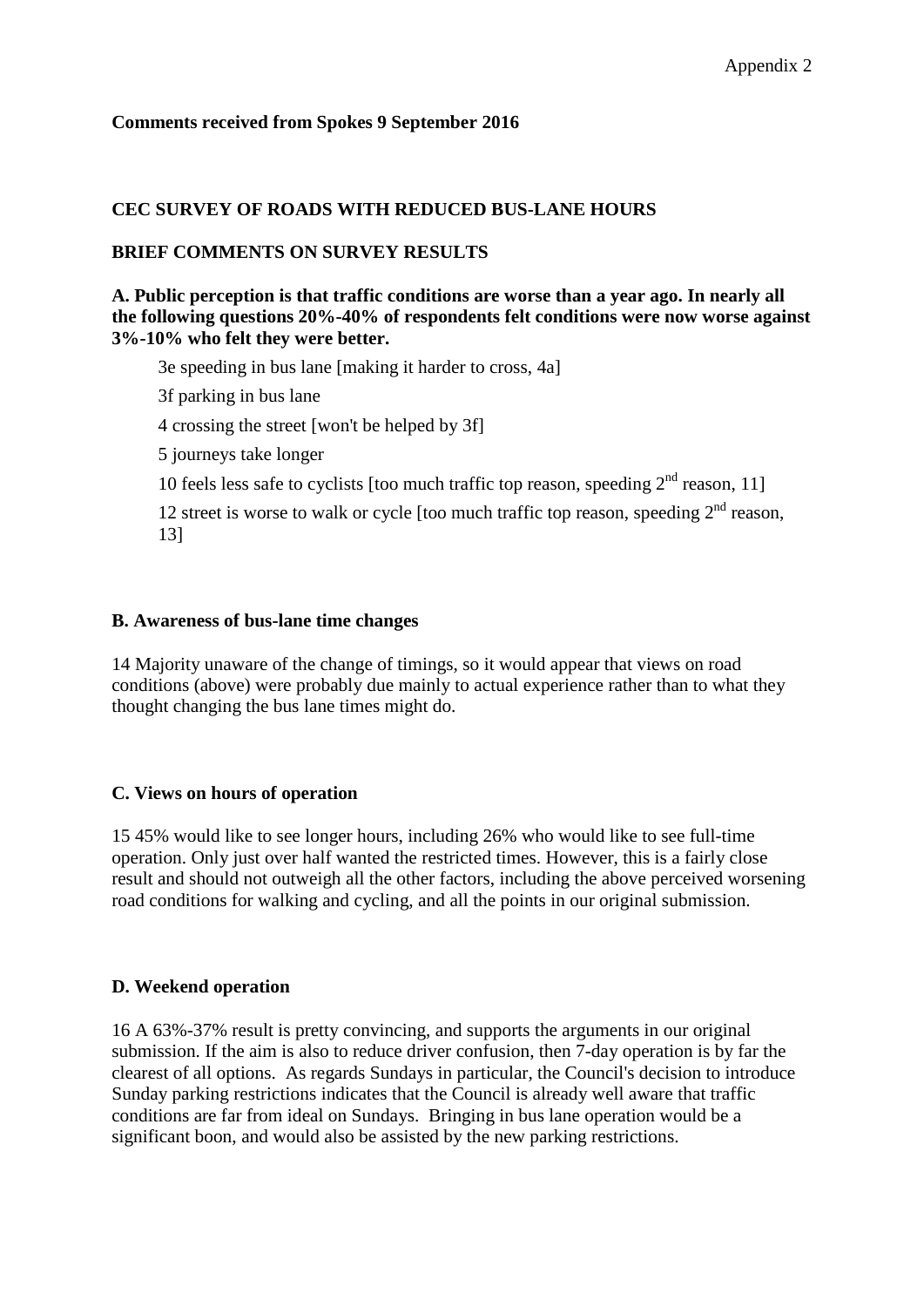Appendix 2

**Comments received from Spokes 9 September 2016**

**CEC SURVEY OF ROADS WITH REDUCED BUS-LANE HOURS**

**BRIEF COMMENTS ON SURVEY RESULTS**

**A. Public perception is that traffic conditions are worse than a year ago. In nearly all the following questions 20%-40% of respondents felt conditions were now worse against 3%-10% who felt they were better.**

3e speeding in bus lane [making it harder to cross, 4a]

3f parking in bus lane

4 crossing the street [won't be helped by 3f]

5 journeys take longer

10 feels less safe to cyclists [too much traffic top reason, speeding 2nd reason, 11]

12 street is worse to walk or cycle [too much traffic top reason, speeding 2nd reason, 13]

**B. Awareness of bus-lane time changes**

14 Majority unaware of the change of timings, so it would appear that views on road conditions (above) were probably due mainly to actual experience rather than to what they thought changing the bus lane times might do.

**C. Views on hours of operation**

15 45% would like to see longer hours, including 26% who would like to see full-time operation. Only just over half wanted the restricted times. However, this is a fairly close result and should not outweigh all the other factors, including the above perceived worsening road conditions for walking and cycling, and all the points in our original submission.

**D. Weekend operation**

16 A 63%-37% result is pretty convincing, and supports the arguments in our original submission. If the aim is also to reduce driver confusion, then 7-day operation is by far the clearest of all options. As regards Sundays in particular, the Council's decision to introduce Sunday parking restrictions indicates that the Council is already well aware that traffic conditions are far from ideal on Sundays. Bringing in bus lane operation would be a significant boon, and would also be assisted by the new parking restrictions.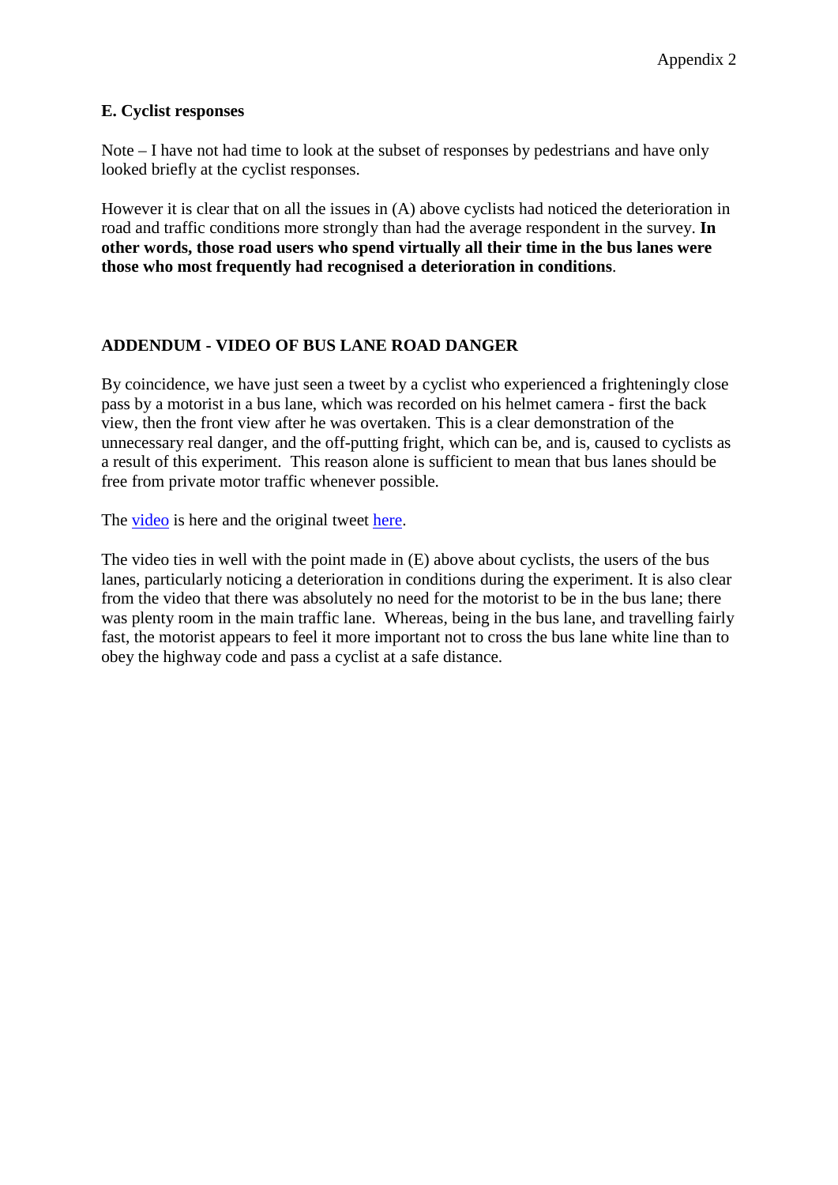### E. Cyclist responses

Note – I have not had time to look at the subset of responses by pedestrians and have only looked briefly at the cyclist responses.

However it is clear that on all the issues in (A) above cyclists had noticed the deterioration in road and traffic conditions more strongly than had the average respondent in the survey. **In other words, those road users who spend virtually all their time in the bus lanes were those who most frequently had recognised a deterioration in conditions**.

### ADDENDUM - VIDEO OF BUS LANE ROAD DANGER

By coincidence, we have just seen a tweet by a cyclist who experienced a frighteningly close pass by a motorist in a bus lane, which was recorded on his helmet camera - first the back view, then the front view after he was overtaken. This is a clear demonstration of the unnecessary real danger, and the off-putting fright, which can be, and is, caused to cyclists as a result of this experiment. This reason alone is sufficient to mean that bus lanes should be free from private motor traffic whenever possible.

The video is here and the original tweet here.

The video ties in well with the point made in (E) above about cyclists, the users of the bus lanes, particularly noticing a deterioration in conditions during the experiment. It is also clear from the video that there was absolutely no need for the motorist to be in the bus lane; there was plenty room in the main traffic lane. Whereas, being in the bus lane, and travelling fairly fast, the motorist appears to feel it more important not to cross the bus lane white line than to obey the highway code and pass a cyclist at a safe distance.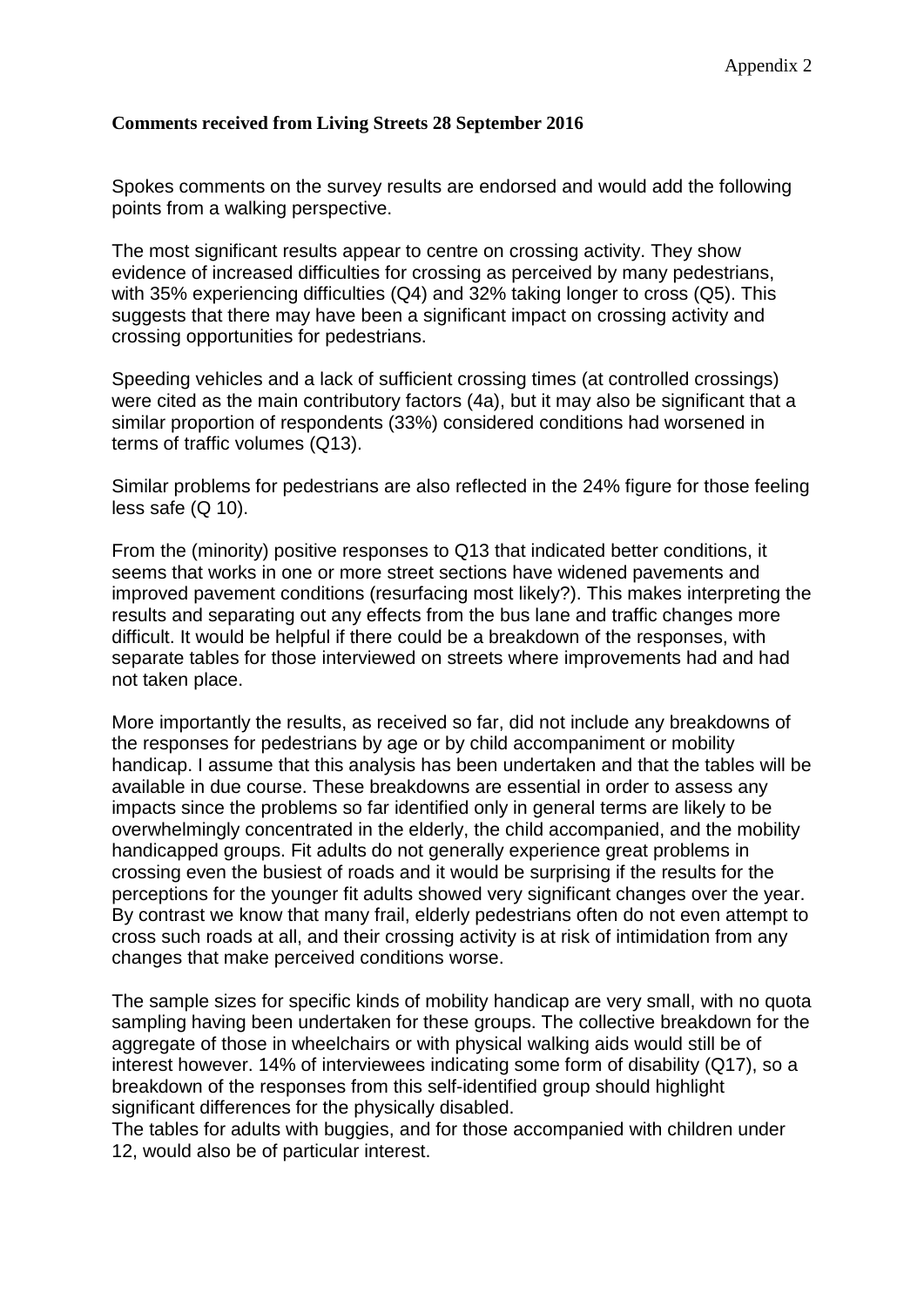Appendix 2

**Comments received from Living Streets 28 September 2016**

Spokes comments on the survey results are endorsed and would add the following points from a walking perspective.

The most significant results appear to centre on crossing activity. They show evidence of increased difficulties for crossing as perceived by many pedestrians, with 35% experiencing difficulties (Q4) and 32% taking longer to cross (Q5). This suggests that there may have been a significant impact on crossing activity and crossing opportunities for pedestrians.

Speeding vehicles and a lack of sufficient crossing times (at controlled crossings) were cited as the main contributory factors (4a), but it may also be significant that a similar proportion of respondents (33%) considered conditions had worsened in terms of traffic volumes (Q13).

Similar problems for pedestrians are also reflected in the 24% figure for those feeling less safe (Q 10).

From the (minority) positive responses to Q13 that indicated better conditions, it seems that works in one or more street sections have widened pavements and improved pavement conditions (resurfacing most likely?). This makes interpreting the results and separating out any effects from the bus lane and traffic changes more difficult. It would be helpful if there could be a breakdown of the responses, with separate tables for those interviewed on streets where improvements had and had not taken place.

More importantly the results, as received so far, did not include any breakdowns of the responses for pedestrians by age or by child accompaniment or mobility handicap. I assume that this analysis has been undertaken and that the tables will be available in due course. These breakdowns are essential in order to assess any impacts since the problems so far identified only in general terms are likely to be overwhelmingly concentrated in the elderly, the child accompanied, and the mobility handicapped groups. Fit adults do not generally experience great problems in crossing even the busiest of roads and it would be surprising if the results for the perceptions for the younger fit adults showed very significant changes over the year. By contrast we know that many frail, elderly pedestrians often do not even attempt to cross such roads at all, and their crossing activity is at risk of intimidation from any changes that make perceived conditions worse.

The sample sizes for specific kinds of mobility handicap are very small, with no quota sampling having been undertaken for these groups. The collective breakdown for the aggregate of those in wheelchairs or with physical walking aids would still be of interest however. 14% of interviewees indicating some form of disability (Q17), so a breakdown of the responses from this self-identified group should highlight significant differences for the physically disabled.
The tables for adults with buggies, and for those accompanied with children under 12, would also be of particular interest.